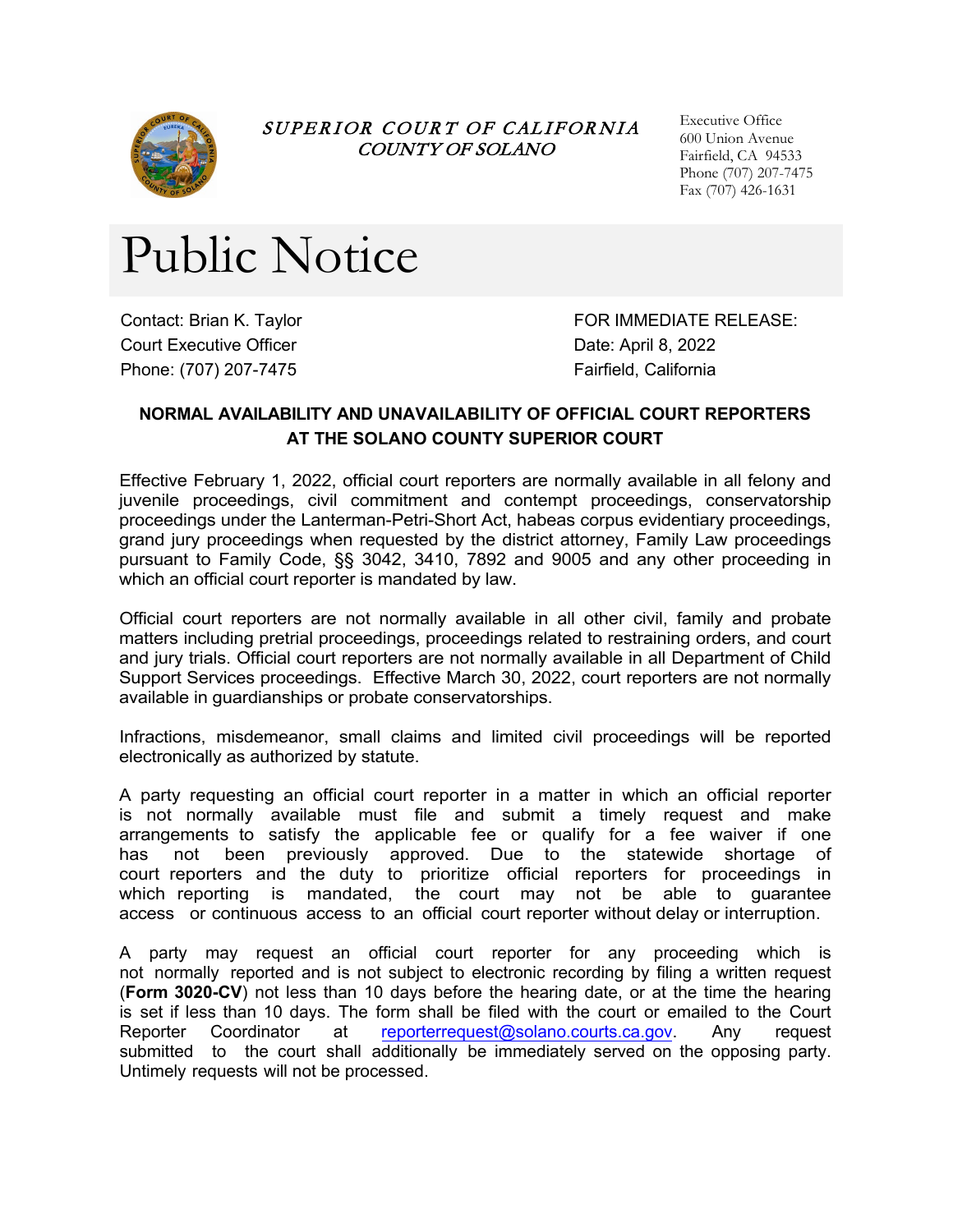*SUPERIOR COURT OF CALIFORNIA*
*COUNTY OF SOLANO*

Executive Office
600 Union Avenue
Fairfield, CA 94533
Phone (707) 207-7475
Fax (707) 426-1631

# Public Notice

Contact: Brian K. Taylor
Court Executive Officer
Phone: (707) 207-7475

FOR IMMEDIATE RELEASE:
Date: April 8, 2022
Fairfield, California

**NORMAL AVAILABILITY AND UNAVAILABILITY OF OFFICIAL COURT REPORTERS AT THE SOLANO COUNTY SUPERIOR COURT**

Effective February 1, 2022, official court reporters are normally available in all felony and juvenile proceedings, civil commitment and contempt proceedings, conservatorship proceedings under the Lanterman-Petri-Short Act, habeas corpus evidentiary proceedings, grand jury proceedings when requested by the district attorney, Family Law proceedings pursuant to Family Code, §§ 3042, 3410, 7892 and 9005 and any other proceeding in which an official court reporter is mandated by law.

Official court reporters are not normally available in all other civil, family and probate matters including pretrial proceedings, proceedings related to restraining orders, and court and jury trials. Official court reporters are not normally available in all Department of Child Support Services proceedings. Effective March 30, 2022, court reporters are not normally available in guardianships or probate conservatorships.

Infractions, misdemeanor, small claims and limited civil proceedings will be reported electronically as authorized by statute.

A party requesting an official court reporter in a matter in which an official reporter is not normally available must file and submit a timely request and make arrangements to satisfy the applicable fee or qualify for a fee waiver if one has not been previously approved. Due to the statewide shortage of court reporters and the duty to prioritize official reporters for proceedings in which reporting is mandated, the court may not be able to guarantee access or continuous access to an official court reporter without delay or interruption.

A party may request an official court reporter for any proceeding which is not normally reported and is not subject to electronic recording by filing a written request (**Form 3020-CV**) not less than 10 days before the hearing date, or at the time the hearing is set if less than 10 days. The form shall be filed with the court or emailed to the Court Reporter Coordinator at reporterrequest@solano.courts.ca.gov. Any request submitted to the court shall additionally be immediately served on the opposing party. Untimely requests will not be processed.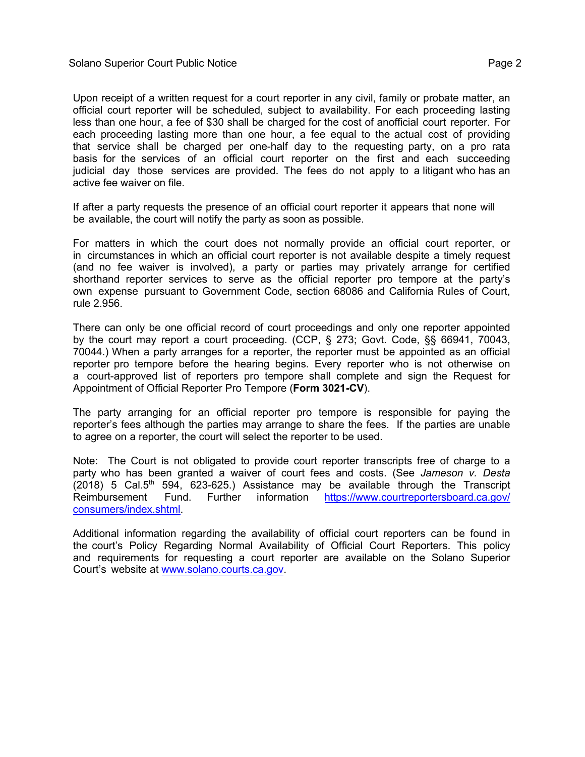Upon receipt of a written request for a court reporter in any civil, family or probate matter, an official court reporter will be scheduled, subject to availability. For each proceeding lasting less than one hour, a fee of $30 shall be charged for the cost of anofficial court reporter. For each proceeding lasting more than one hour, a fee equal to the actual cost of providing that service shall be charged per one-half day to the requesting party, on a pro rata basis for the services of an official court reporter on the first and each succeeding judicial day those services are provided. The fees do not apply to a litigant who has an active fee waiver on file.

If after a party requests the presence of an official court reporter it appears that none will be available, the court will notify the party as soon as possible.

For matters in which the court does not normally provide an official court reporter, or in circumstances in which an official court reporter is not available despite a timely request (and no fee waiver is involved), a party or parties may privately arrange for certified shorthand reporter services to serve as the official reporter pro tempore at the party's own expense pursuant to Government Code, section 68086 and California Rules of Court, rule 2.956.

There can only be one official record of court proceedings and only one reporter appointed by the court may report a court proceeding. (CCP, § 273; Govt. Code, §§ 66941, 70043, 70044.) When a party arranges for a reporter, the reporter must be appointed as an official reporter pro tempore before the hearing begins. Every reporter who is not otherwise on a court-approved list of reporters pro tempore shall complete and sign the Request for Appointment of Official Reporter Pro Tempore (**Form 3021-CV**).

The party arranging for an official reporter pro tempore is responsible for paying the reporter's fees although the parties may arrange to share the fees. If the parties are unable to agree on a reporter, the court will select the reporter to be used.

Note: The Court is not obligated to provide court reporter transcripts free of charge to a party who has been granted a waiver of court fees and costs. (See *Jameson v. Desta* (2018) 5 Cal.5th 594, 623-625.) Assistance may be available through the Transcript Reimbursement Fund. Further information https://www.courtreportersboard.ca.gov/consumers/index.shtml.

Additional information regarding the availability of official court reporters can be found in the court's Policy Regarding Normal Availability of Official Court Reporters. This policy and requirements for requesting a court reporter are available on the Solano Superior Court's website at www.solano.courts.ca.gov.